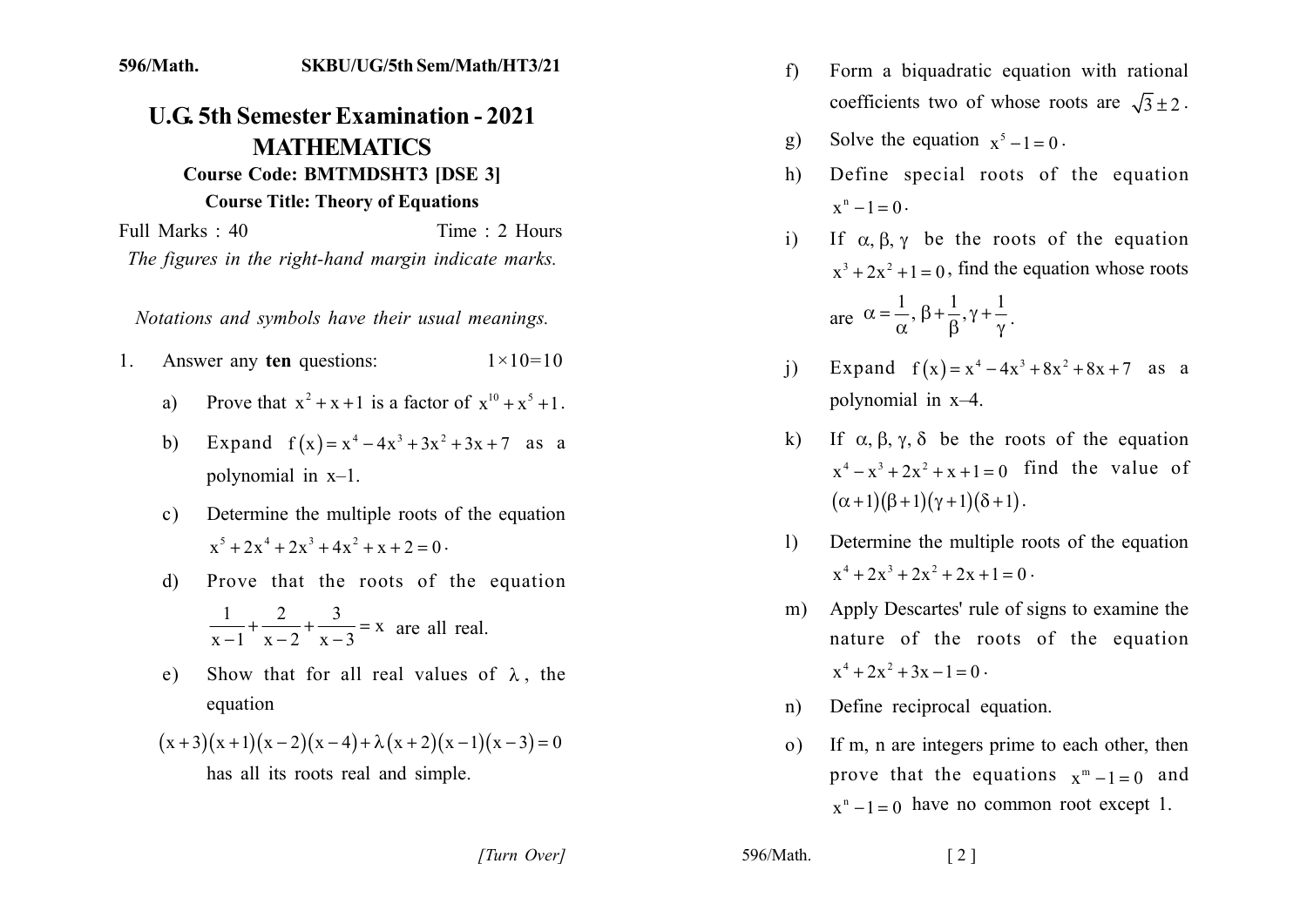596/Math. SKBU/UG/5th Sem/Math/HT3/21

# U.G. 5th Semester Examination - 2021

## MATHEMATICS

### Course Code: BMTMDSHT3 [DSE 3]

### Course Title: Theory of Equations

Full Marks : 40 Time : 2 Hours

*The figures in the right-hand margin indicate marks.*

*Notations and symbols have their usual meanings.*

1. Answer any **ten** questions: $1\times10=10$

   a) Prove that $x^2+x+1$ is a factor of $x^{10}+x^5+1$.

   b) Expand $f(x)=x^4-4x^3+3x^2+3x+7$ as a polynomial in x–1.

   c) Determine the multiple roots of the equation $x^5+2x^4+2x^3+4x^2+x+2=0$.

   d) Prove that the roots of the equation $\frac{1}{x-1}+\frac{2}{x-2}+\frac{3}{x-3}=x$ are all real.

   e) Show that for all real values of $\lambda$, the equation
   $(x+3)(x+1)(x-2)(x-4)+\lambda(x+2)(x-1)(x-3)=0$
   has all its roots real and simple.

   f) Form a biquadratic equation with rational coefficients two of whose roots are $\sqrt{3}\pm2$.

   g) Solve the equation $x^5-1=0$.

   h) Define special roots of the equation $x^n-1=0$.

   i) If $\alpha,\beta,\gamma$ be the roots of the equation $x^3+2x^2+1=0$, find the equation whose roots are $\alpha=\frac{1}{\alpha}, \beta+\frac{1}{\beta}, \gamma+\frac{1}{\gamma}$.

   j) Expand $f(x)=x^4-4x^3+8x^2+8x+7$ as a polynomial in x–4.

   k) If $\alpha,\beta,\gamma,\delta$ be the roots of the equation $x^4-x^3+2x^2+x+1=0$ find the value of $(\alpha+1)(\beta+1)(\gamma+1)(\delta+1)$.

   l) Determine the multiple roots of the equation $x^4+2x^3+2x^2+2x+1=0$.

   m) Apply Descartes' rule of signs to examine the nature of the roots of the equation $x^4+2x^2+3x-1=0$.

   n) Define reciprocal equation.

   o) If m, n are integers prime to each other, then prove that the equations $x^m-1=0$ and $x^n-1=0$ have no common root except 1.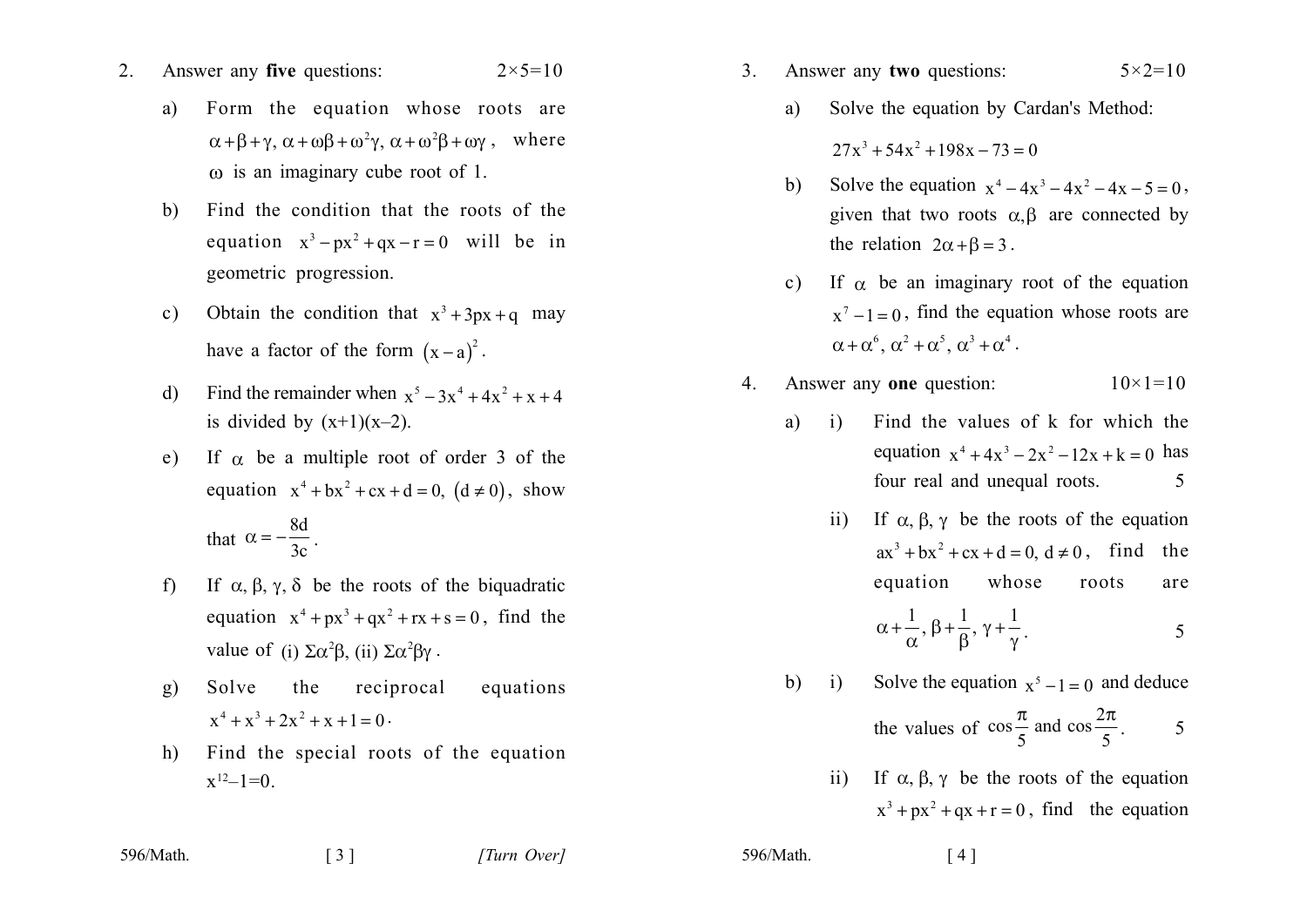2. Answer any **five** questions: $2\times5=10$

a) Form the equation whose roots are $\alpha+\beta+\gamma,\ \alpha+\omega\beta+\omega^2\gamma,\ \alpha+\omega^2\beta+\omega\gamma$, where $\omega$ is an imaginary cube root of 1.

b) Find the condition that the roots of the equation $x^3-px^2+qx-r=0$ will be in geometric progression.

c) Obtain the condition that $x^3+3px+q$ may have a factor of the form $(x-a)^2$.

d) Find the remainder when $x^5-3x^4+4x^2+x+4$ is divided by $(x+1)(x-2)$.

e) If $\alpha$ be a multiple root of order 3 of the equation $x^4+bx^2+cx+d=0,\ (d\neq0)$, show that $\alpha=-\dfrac{8d}{3c}$.

f) If $\alpha,\beta,\gamma,\delta$ be the roots of the biquadratic equation $x^4+px^3+qx^2+rx+s=0$, find the value of (i) $\Sigma\alpha^2\beta$, (ii) $\Sigma\alpha^2\beta\gamma$.

g) Solve the reciprocal equations $x^4+x^3+2x^2+x+1=0$.

h) Find the special roots of the equation $x^{12}-1=0$.

3. Answer any **two** questions: $5\times2=10$

a) Solve the equation by Cardan's Method:

$$27x^3+54x^2+198x-73=0$$

b) Solve the equation $x^4-4x^3-4x^2-4x-5=0$, given that two roots $\alpha,\beta$ are connected by the relation $2\alpha+\beta=3$.

c) If $\alpha$ be an imaginary root of the equation $x^7-1=0$, find the equation whose roots are $\alpha+\alpha^6,\ \alpha^2+\alpha^5,\ \alpha^3+\alpha^4$.

4. Answer any **one** question: $10\times1=10$

a) i) Find the values of k for which the equation $x^4+4x^3-2x^2-12x+k=0$ has four real and unequal roots. 5

ii) If $\alpha,\beta,\gamma$ be the roots of the equation $ax^3+bx^2+cx+d=0,\ d\neq0$, find the equation whose roots are $\alpha+\dfrac{1}{\alpha},\ \beta+\dfrac{1}{\beta},\ \gamma+\dfrac{1}{\gamma}$. 5

b) i) Solve the equation $x^5-1=0$ and deduce the values of $\cos\dfrac{\pi}{5}$ and $\cos\dfrac{2\pi}{5}$. 5

ii) If $\alpha,\beta,\gamma$ be the roots of the equation $x^3+px^2+qx+r=0$, find the equation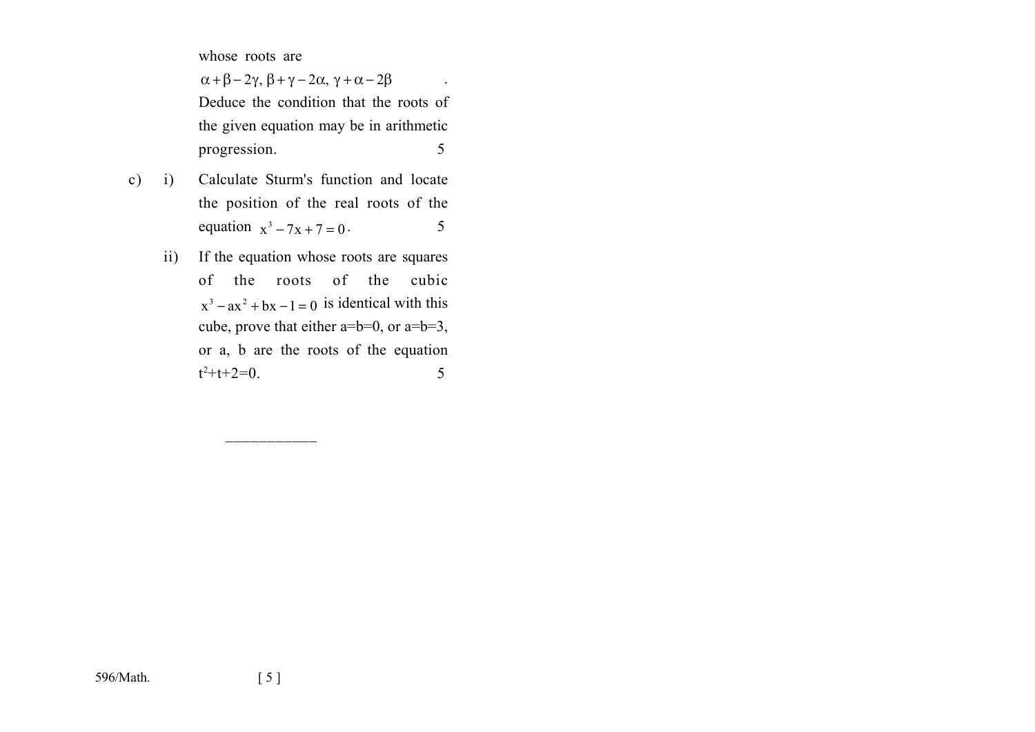whose roots are

$\alpha+\beta-2\gamma, \beta+\gamma-2\alpha, \gamma+\alpha-2\beta$ .

Deduce the condition that the roots of the given equation may be in arithmetic progression. 5

c) i) Calculate Sturm's function and locate the position of the real roots of the equation $x^3-7x+7=0$. 5

ii) If the equation whose roots are squares of the roots of the cubic $x^3-ax^2+bx-1=0$ is identical with this cube, prove that either a=b=0, or a=b=3, or a, b are the roots of the equation $t^2+t+2=0$. 5

___________